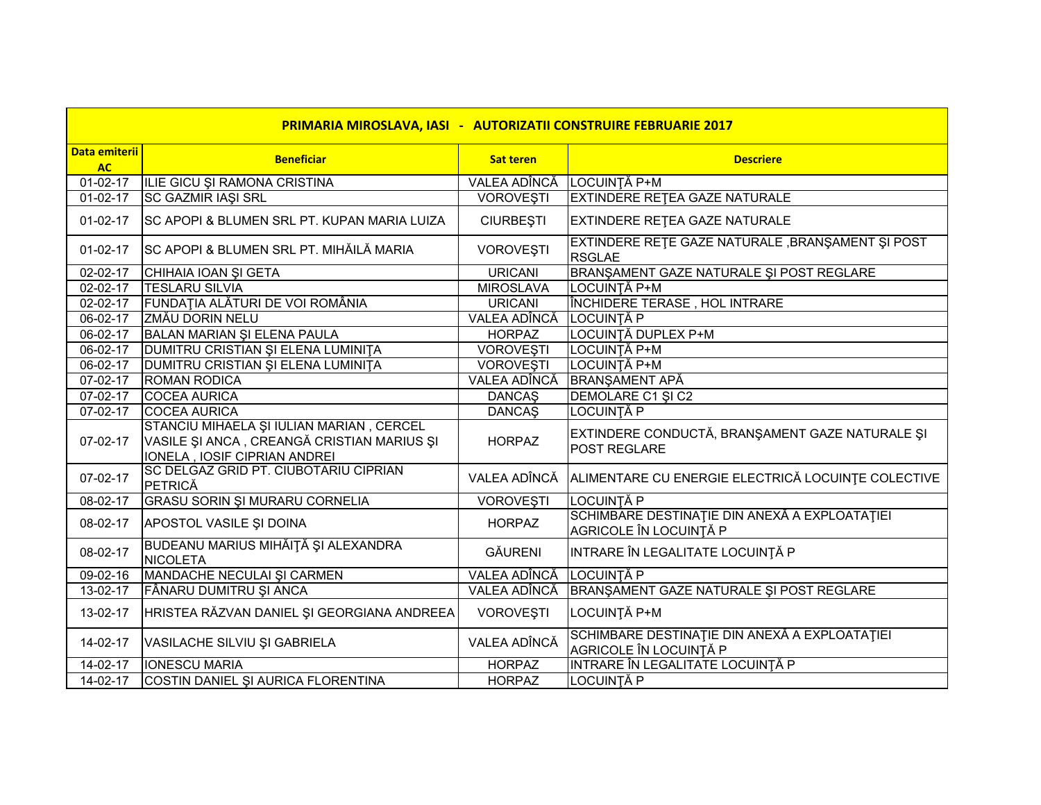| PRIMARIA MIROSLAVA, IASI - AUTORIZATII CONSTRUIRE FEBRUARIE 2017 | | | |
|---|---|---|---|
| **Data emiterii AC** | **Beneficiar** | **Sat teren** | **Descriere** |
| 01-02-17 | ILIE GICU ŞI RAMONA CRISTINA | VALEA ADÎNCĂ | LOCUINŢĂ P+M |
| 01-02-17 | SC GAZMIR IAŞI SRL | VOROVEŞTI | EXTINDERE REŢEA GAZE NATURALE |
| 01-02-17 | SC APOPI & BLUMEN SRL PT. KUPAN MARIA LUIZA | CIURBEŞTI | EXTINDERE REŢEA GAZE NATURALE |
| 01-02-17 | SC APOPI & BLUMEN SRL PT. MIHĂILĂ MARIA | VOROVEŞTI | EXTINDERE REŢE GAZE NATURALE ,BRANŞAMENT ŞI POST RSGLAE |
| 02-02-17 | CHIHAIA IOAN ŞI GETA | URICANI | BRANŞAMENT GAZE NATURALE ŞI POST REGLARE |
| 02-02-17 | TESLARU SILVIA | MIROSLAVA | LOCUINŢĂ P+M |
| 02-02-17 | FUNDAŢIA ALĂTURI DE VOI ROMÂNIA | URICANI | ÎNCHIDERE TERASE , HOL INTRARE |
| 06-02-17 | ZMĂU DORIN NELU | VALEA ADÎNCĂ | LOCUINŢĂ P |
| 06-02-17 | BALAN MARIAN ŞI ELENA PAULA | HORPAZ | LOCUINŢĂ DUPLEX P+M |
| 06-02-17 | DUMITRU CRISTIAN ŞI ELENA LUMINIŢA | VOROVEŞTI | LOCUINŢĂ P+M |
| 06-02-17 | DUMITRU CRISTIAN ŞI ELENA LUMINIŢA | VOROVEŞTI | LOCUINŢĂ P+M |
| 07-02-17 | ROMAN RODICA | VALEA ADÎNCĂ | BRANŞAMENT APĂ |
| 07-02-17 | COCEA AURICA | DANCAŞ | DEMOLARE C1 ŞI C2 |
| 07-02-17 | COCEA AURICA | DANCAŞ | LOCUINŢĂ P |
| 07-02-17 | STANCIU MIHAELA ŞI IULIAN MARIAN , CERCEL VASILE ŞI ANCA , CREANGĂ CRISTIAN MARIUS ŞI IONELA , IOSIF CIPRIAN ANDREI | HORPAZ | EXTINDERE CONDUCTĂ, BRANŞAMENT GAZE NATURALE ŞI POST REGLARE |
| 07-02-17 | SC DELGAZ GRID PT. CIUBOTARIU CIPRIAN PETRICĂ | VALEA ADÎNCĂ | ALIMENTARE CU ENERGIE ELECTRICĂ LOCUINŢE COLECTIVE |
| 08-02-17 | GRASU SORIN ŞI MURARU CORNELIA | VOROVEŞTI | LOCUINŢĂ P |
| 08-02-17 | APOSTOL VASILE ŞI DOINA | HORPAZ | SCHIMBARE DESTINAŢIE DIN ANEXĂ A EXPLOATAŢIEI AGRICOLE ÎN LOCUINŢĂ P |
| 08-02-17 | BUDEANU MARIUS MIHĂIŢĂ ŞI ALEXANDRA NICOLETA | GĂURENI | INTRARE ÎN LEGALITATE LOCUINŢĂ P |
| 09-02-16 | MANDACHE NECULAI ŞI CARMEN | VALEA ADÎNCĂ | LOCUINŢĂ P |
| 13-02-17 | FĂNARU DUMITRU ŞI ANCA | VALEA ADÎNCĂ | BRANŞAMENT GAZE NATURALE ŞI POST REGLARE |
| 13-02-17 | HRISTEA RĂZVAN DANIEL ŞI GEORGIANA ANDREEA | VOROVEŞTI | LOCUINŢĂ P+M |
| 14-02-17 | VASILACHE SILVIU ŞI GABRIELA | VALEA ADÎNCĂ | SCHIMBARE DESTINAŢIE DIN ANEXĂ A EXPLOATAŢIEI AGRICOLE ÎN LOCUINŢĂ P |
| 14-02-17 | IONESCU MARIA | HORPAZ | INTRARE ÎN LEGALITATE LOCUINŢĂ P |
| 14-02-17 | COSTIN DANIEL ŞI AURICA FLORENTINA | HORPAZ | LOCUINŢĂ P |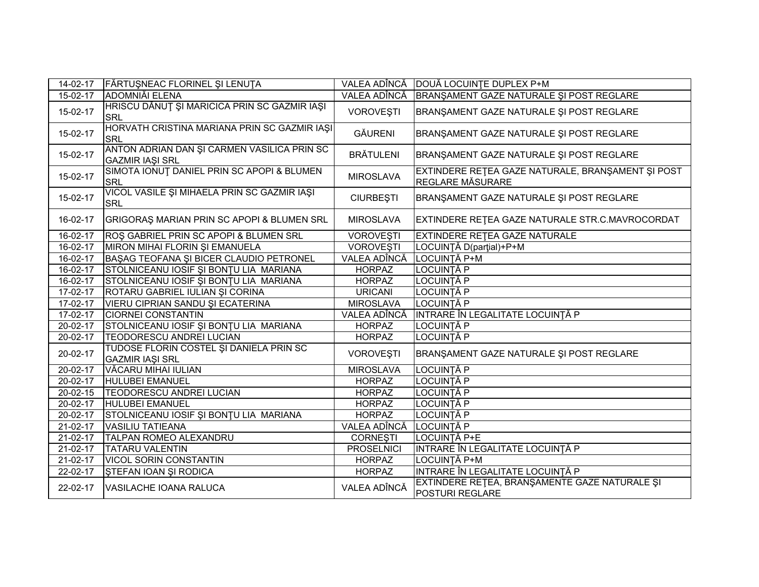| | | | |
|---|---|---|---|
| 14-02-17 | FĂRTUŞNEAC FLORINEL ŞI LENUŢA | VALEA ADÎNCĂ | DOUĂ LOCUINŢE DUPLEX P+M |
| 15-02-17 | ADOMNIĂI ELENA | VALEA ADÎNCĂ | BRANŞAMENT GAZE NATURALE ŞI POST REGLARE |
| 15-02-17 | HRISCU DĂNUŢ ŞI MARICICA PRIN SC GAZMIR IAŞI SRL | VOROVEŞTI | BRANŞAMENT GAZE NATURALE ŞI POST REGLARE |
| 15-02-17 | HORVATH CRISTINA MARIANA PRIN SC GAZMIR IAŞI SRL | GĂURENI | BRANŞAMENT GAZE NATURALE ŞI POST REGLARE |
| 15-02-17 | ANTON ADRIAN DAN ŞI CARMEN VASILICA PRIN SC GAZMIR IAŞI SRL | BRĂTULENI | BRANŞAMENT GAZE NATURALE ŞI POST REGLARE |
| 15-02-17 | SIMOTA IONUŢ DANIEL PRIN SC APOPI & BLUMEN SRL | MIROSLAVA | EXTINDERE REŢEA GAZE NATURALE, BRANŞAMENT ŞI POST REGLARE MĂSURARE |
| 15-02-17 | VICOL VASILE ŞI MIHAELA PRIN SC GAZMIR IAŞI SRL | CIURBEŞTI | BRANŞAMENT GAZE NATURALE ŞI POST REGLARE |
| 16-02-17 | GRIGORAŞ MARIAN PRIN SC APOPI & BLUMEN SRL | MIROSLAVA | EXTINDERE REŢEA GAZE NATURALE STR.C.MAVROCORDAT |
| 16-02-17 | ROŞ GABRIEL PRIN SC APOPI & BLUMEN SRL | VOROVEŞTI | EXTINDERE REŢEA GAZE NATURALE |
| 16-02-17 | MIRON MIHAI FLORIN ŞI EMANUELA | VOROVEŞTI | LOCUINŢĂ D(parţial)+P+M |
| 16-02-17 | BAŞAG TEOFANA ŞI BICER CLAUDIO PETRONEL | VALEA ADÎNCĂ | LOCUINŢĂ P+M |
| 16-02-17 | STOLNICEANU IOSIF ŞI BONŢU LIA MARIANA | HORPAZ | LOCUINŢĂ P |
| 16-02-17 | STOLNICEANU IOSIF ŞI BONŢU LIA MARIANA | HORPAZ | LOCUINŢĂ P |
| 17-02-17 | ROTARU GABRIEL IULIAN ŞI CORINA | URICANI | LOCUINŢĂ P |
| 17-02-17 | VIERU CIPRIAN SANDU ŞI ECATERINA | MIROSLAVA | LOCUINŢĂ P |
| 17-02-17 | CIORNEI CONSTANTIN | VALEA ADÎNCĂ | INTRARE ÎN LEGALITATE LOCUINŢĂ P |
| 20-02-17 | STOLNICEANU IOSIF ŞI BONŢU LIA MARIANA | HORPAZ | LOCUINŢĂ P |
| 20-02-17 | TEODORESCU ANDREI LUCIAN | HORPAZ | LOCUINŢĂ P |
| 20-02-17 | TUDOSE FLORIN COSTEL ŞI DANIELA PRIN SC GAZMIR IAŞI SRL | VOROVEŞTI | BRANŞAMENT GAZE NATURALE ŞI POST REGLARE |
| 20-02-17 | VĂCARU MIHAI IULIAN | MIROSLAVA | LOCUINŢĂ P |
| 20-02-17 | HULUBEI EMANUEL | HORPAZ | LOCUINŢĂ P |
| 20-02-15 | TEODORESCU ANDREI LUCIAN | HORPAZ | LOCUINŢĂ P |
| 20-02-17 | HULUBEI EMANUEL | HORPAZ | LOCUINŢĂ P |
| 20-02-17 | STOLNICEANU IOSIF ŞI BONŢU LIA MARIANA | HORPAZ | LOCUINŢĂ P |
| 21-02-17 | VASILIU TATIEANA | VALEA ADÎNCĂ | LOCUINŢĂ P |
| 21-02-17 | TALPAN ROMEO ALEXANDRU | CORNEŞTI | LOCUINŢĂ P+E |
| 21-02-17 | TATARU VALENTIN | PROSELNICI | INTRARE ÎN LEGALITATE LOCUINŢĂ P |
| 21-02-17 | VICOL SORIN CONSTANTIN | HORPAZ | LOCUINŢĂ P+M |
| 22-02-17 | ŞTEFAN IOAN ŞI RODICA | HORPAZ | INTRARE ÎN LEGALITATE LOCUINŢĂ P |
| 22-02-17 | VASILACHE IOANA RALUCA | VALEA ADÎNCĂ | EXTINDERE REŢEA, BRANŞAMENTE GAZE NATURALE ŞI POSTURI REGLARE |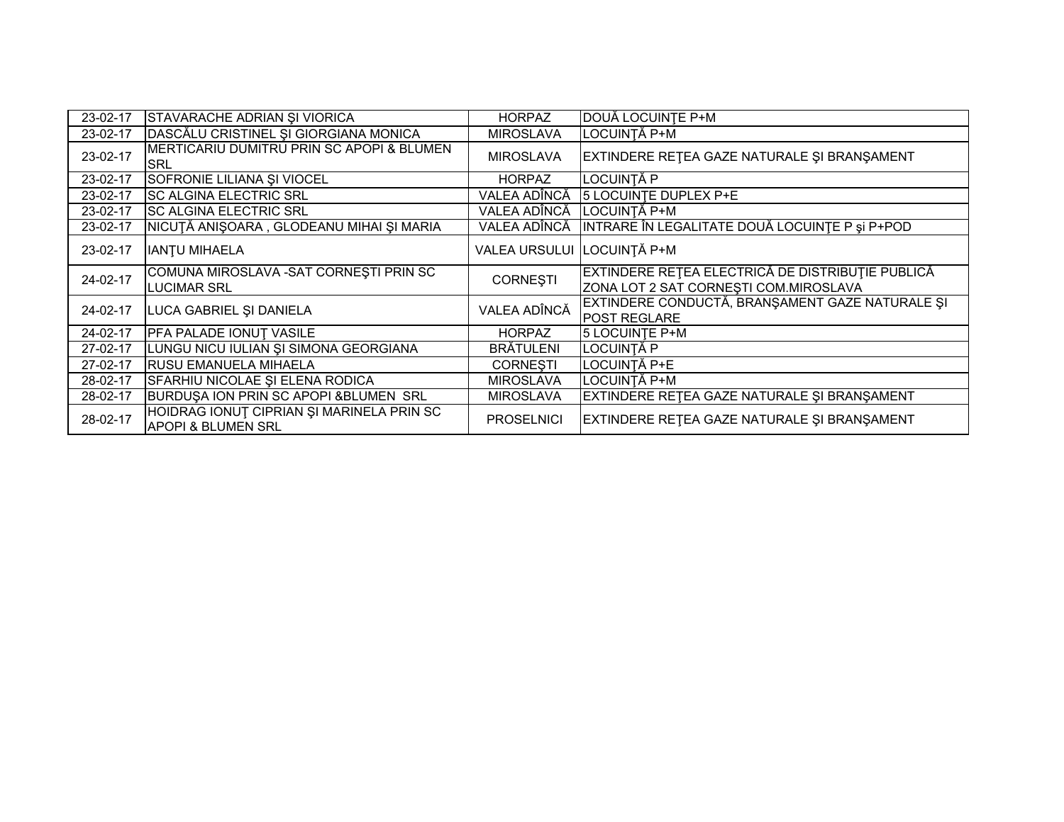| | | | |
|---|---|---|---|
| 23-02-17 | STAVARACHE ADRIAN ŞI VIORICA | HORPAZ | DOUĂ LOCUINŢE P+M |
| 23-02-17 | DASCĂLU CRISTINEL ŞI GIORGIANA MONICA | MIROSLAVA | LOCUINŢĂ P+M |
| 23-02-17 | MERTICARIU DUMITRU PRIN SC APOPI & BLUMEN SRL | MIROSLAVA | EXTINDERE REŢEA GAZE NATURALE ŞI BRANŞAMENT |
| 23-02-17 | SOFRONIE LILIANA ŞI VIOCEL | HORPAZ | LOCUINŢĂ P |
| 23-02-17 | SC ALGINA ELECTRIC SRL | VALEA ADÎNCĂ | 5 LOCUINŢE DUPLEX P+E |
| 23-02-17 | SC ALGINA ELECTRIC SRL | VALEA ADÎNCĂ | LOCUINŢĂ P+M |
| 23-02-17 | NICUŢĂ ANIŞOARA , GLODEANU MIHAI ŞI MARIA | VALEA ADÎNCĂ | INTRARE ÎN LEGALITATE DOUĂ LOCUINŢE P şi P+POD |
| 23-02-17 | IANŢU MIHAELA | VALEA URSULUI | LOCUINŢĂ P+M |
| 24-02-17 | COMUNA MIROSLAVA -SAT CORNEŞTI PRIN SC LUCIMAR SRL | CORNEŞTI | EXTINDERE REŢEA ELECTRICĂ DE DISTRIBUŢIE PUBLICĂ ZONA LOT 2 SAT CORNEŞTI COM.MIROSLAVA |
| 24-02-17 | LUCA GABRIEL ŞI DANIELA | VALEA ADÎNCĂ | EXTINDERE CONDUCTĂ, BRANŞAMENT GAZE NATURALE ŞI POST REGLARE |
| 24-02-17 | PFA PALADE IONUŢ VASILE | HORPAZ | 5 LOCUINŢE P+M |
| 27-02-17 | LUNGU NICU IULIAN ŞI SIMONA GEORGIANA | BRĂTULENI | LOCUINŢĂ P |
| 27-02-17 | RUSU EMANUELA MIHAELA | CORNEŞTI | LOCUINŢĂ P+E |
| 28-02-17 | SFARHIU NICOLAE ŞI ELENA RODICA | MIROSLAVA | LOCUINŢĂ P+M |
| 28-02-17 | BURDUŞA ION PRIN SC APOPI &BLUMEN SRL | MIROSLAVA | EXTINDERE REŢEA GAZE NATURALE ŞI BRANŞAMENT |
| 28-02-17 | HOIDRAG IONUŢ CIPRIAN ŞI MARINELA PRIN SC APOPI & BLUMEN SRL | PROSELNICI | EXTINDERE REŢEA GAZE NATURALE ŞI BRANŞAMENT |